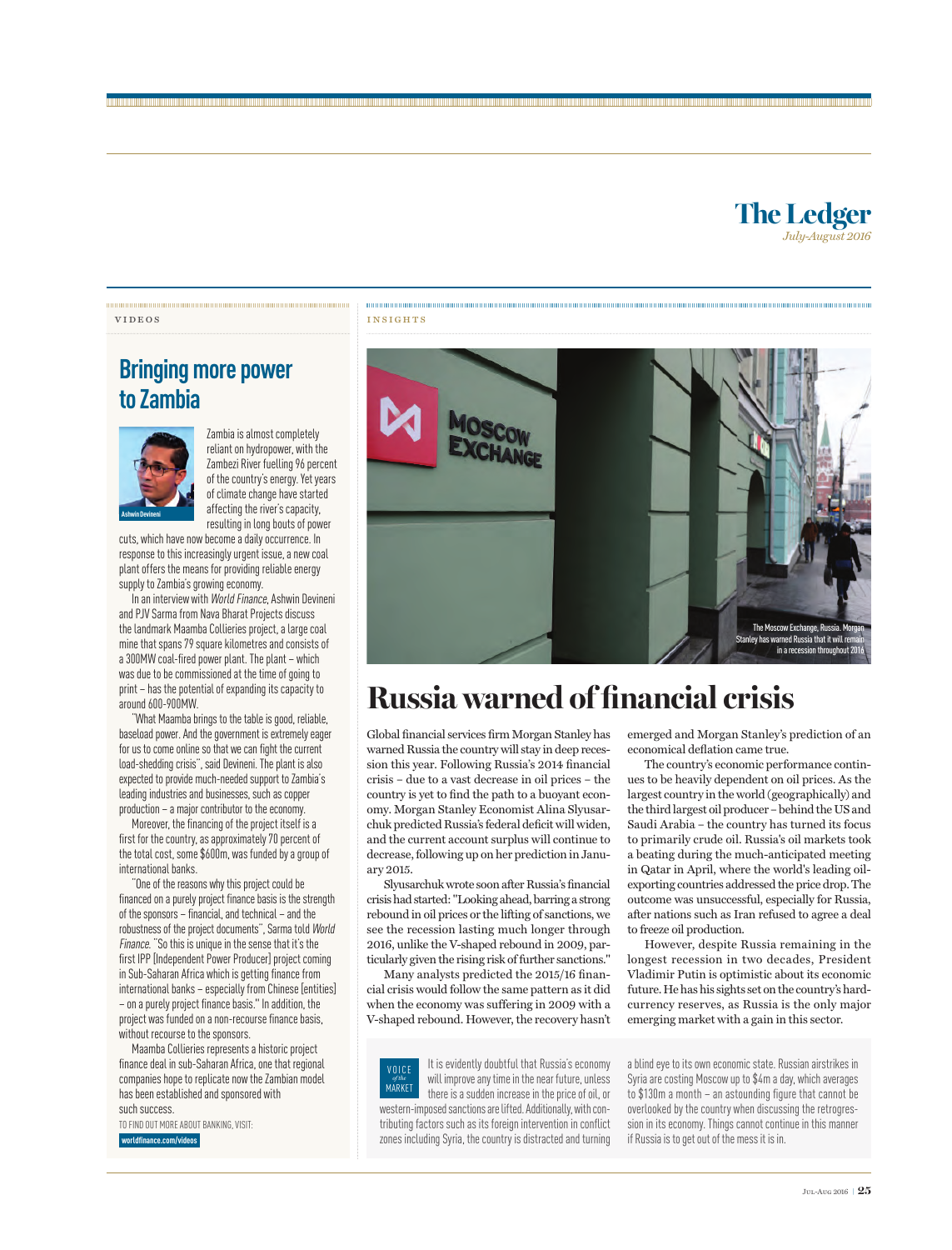# The Ledger

*July-August 2016*

VIDEOS

## Bringing more power to Zambia

Ashwin Devineni

Zambia is almost completely reliant on hydropower, with the Zambezi River fuelling 96 percent of the country's energy. Yet years of climate change have started affecting the river's capacity, resulting in long bouts of power cuts, which have now become a daily occurrence. In response to this increasingly urgent issue, a new coal plant offers the means for providing reliable energy supply to Zambia's growing economy.

In an interview with *World Finance*, Ashwin Devineni and PJV Sarma from Nava Bharat Projects discuss the landmark Maamba Collieries project, a large coal mine that spans 79 square kilometres and consists of a 300MW coal-fired power plant. The plant – which was due to be commissioned at the time of going to print – has the potential of expanding its capacity to around 600-900MW.

"What Maamba brings to the table is good, reliable, baseload power. And the government is extremely eager for us to come online so that we can fight the current load-shedding crisis", said Devineni. The plant is also expected to provide much-needed support to Zambia's leading industries and businesses, such as copper production – a major contributor to the economy.

Moreover, the financing of the project itself is a first for the country, as approximately 70 percent of the total cost, some $600m, was funded by a group of international banks.

"One of the reasons why this project could be financed on a purely project finance basis is the strength of the sponsors – financial, and technical – and the robustness of the project documents", Sarma told *World Finance*. "So this is unique in the sense that it's the first IPP [Independent Power Producer] project coming in Sub-Saharan Africa which is getting finance from international banks – especially from Chinese [entities] – on a purely project finance basis." In addition, the project was funded on a non-recourse finance basis, without recourse to the sponsors.

Maamba Collieries represents a historic project finance deal in sub-Saharan Africa, one that regional companies hope to replicate now the Zambian model has been established and sponsored with such success.

TO FIND OUT MORE ABOUT BANKING, VISIT:

**worldfinance.com/videos**

INSIGHTS

The Moscow Exchange, Russia. Morgan Stanley has warned Russia that it will remain in a recession throughout 2016

## Russia warned of financial crisis

Global financial services firm Morgan Stanley has warned Russia the country will stay in deep recession this year. Following Russia's 2014 financial crisis – due to a vast decrease in oil prices – the country is yet to find the path to a buoyant economy. Morgan Stanley Economist Alina Slyusarchuk predicted Russia's federal deficit will widen, and the current account surplus will continue to decrease, following up on her prediction in January 2015.

Slyusarchuk wrote soon after Russia's financial crisis had started: "Looking ahead, barring a strong rebound in oil prices or the lifting of sanctions, we see the recession lasting much longer through 2016, unlike the V-shaped rebound in 2009, particularly given the rising risk of further sanctions."

Many analysts predicted the 2015/16 financial crisis would follow the same pattern as it did when the economy was suffering in 2009 with a V-shaped rebound. However, the recovery hasn't emerged and Morgan Stanley's prediction of an economical deflation came true.

The country's economic performance continues to be heavily dependent on oil prices. As the largest country in the world (geographically) and the third largest oil producer – behind the US and Saudi Arabia – the country has turned its focus to primarily crude oil. Russia's oil markets took a beating during the much-anticipated meeting in Qatar in April, where the world's leading oil-exporting countries addressed the price drop. The outcome was unsuccessful, especially for Russia, after nations such as Iran refused to agree a deal to freeze oil production.

However, despite Russia remaining in the longest recession in two decades, President Vladimir Putin is optimistic about its economic future. He has his sights set on the country's hard-currency reserves, as Russia is the only major emerging market with a gain in this sector.

VOICE *of the* MARKET

It is evidently doubtful that Russia's economy will improve any time in the near future, unless there is a sudden increase in the price of oil, or western-imposed sanctions are lifted. Additionally, with contributing factors such as its foreign intervention in conflict zones including Syria, the country is distracted and turning a blind eye to its own economic state. Russian airstrikes in Syria are costing Moscow up to $4m a day, which averages to $130m a month – an astounding figure that cannot be overlooked by the country when discussing the retrogression in its economy. Things cannot continue in this manner if Russia is to get out of the mess it is in.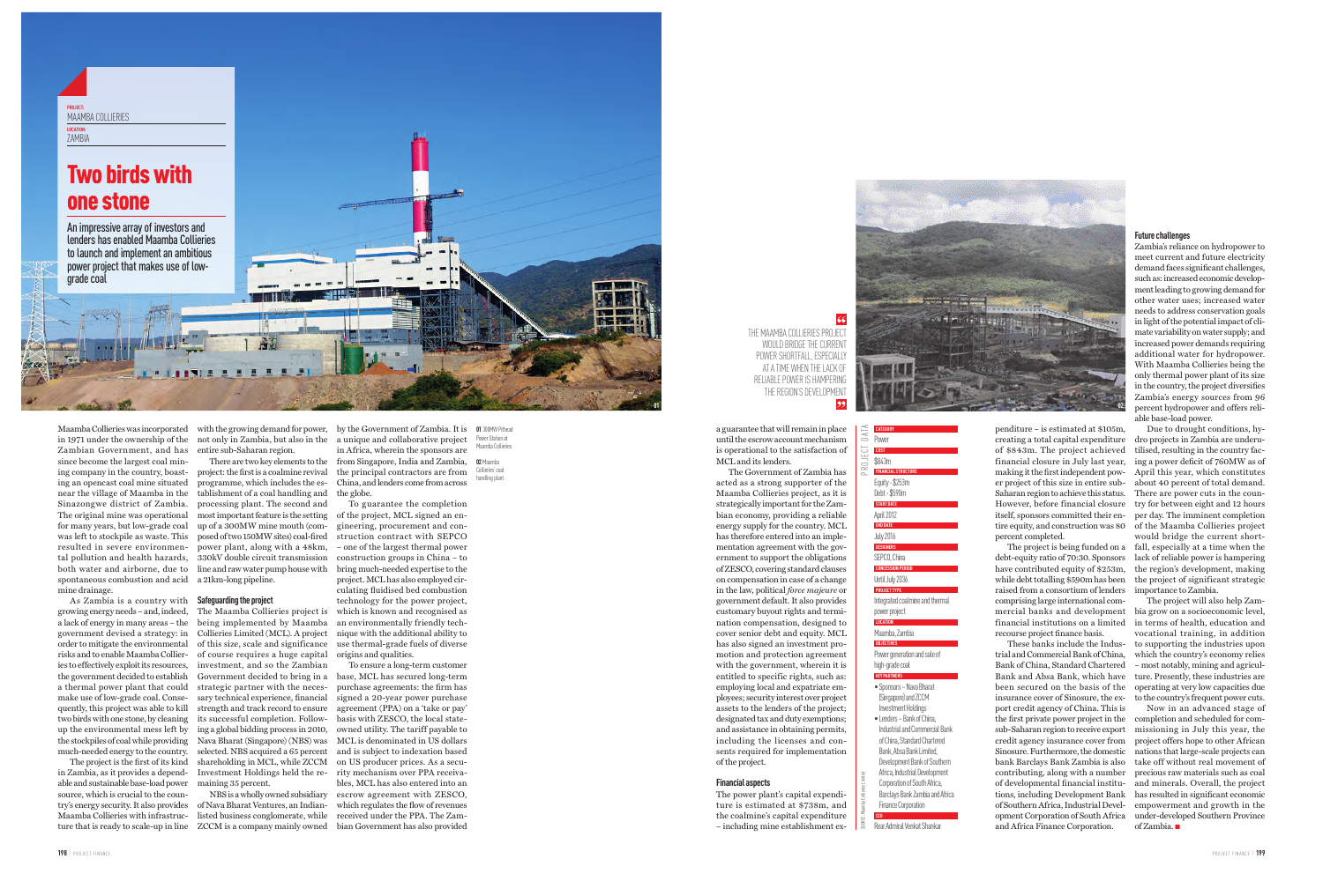PROJECT: MAAMBA COLLIERIES

LOCATION: ZAMBIA

# Two birds with one stone

**An impressive array of investors and lenders has enabled Maamba Collieries to launch and implement an ambitious power project that makes use of low-grade coal**

Maamba Collieries was incorporated in 1971 under the ownership of the Zambian Government, and has since become the largest coal mining company in the country, boasting an opencast coal mine situated near the village of Maamba in the Sinazongwe district of Zambia. The original mine was operational for many years, but low-grade coal was left to stockpile as waste. This resulted in severe environmental pollution and health hazards, both water and airborne, due to spontaneous combustion and acid mine drainage.

As Zambia is a country with growing energy needs – and, indeed, a lack of energy in many areas – the government devised a strategy: in order to mitigate the environmental risks and to enable Maamba Collieries to effectively exploit its resources, the government decided to establish a thermal power plant that could make use of low-grade coal. Consequently, this project was able to kill two birds with one stone, by cleaning up the environmental mess left by the stockpiles of coal while providing much-needed energy to the country.

The project is the first of its kind in Zambia, as it provides a dependable and sustainable base-load power source, which is crucial to the country's energy security. It also provides Maamba Collieries with infrastructure that is ready to scale-up in line with the growing demand for power, not only in Zambia, but also in the entire sub-Saharan region.

There are two key elements to the project: the first is a coalmine revival programme, which includes the establishment of a coal handling and processing plant. The second and most important feature is the setting up of a 300MW mine mouth (composed of two 150MW sites) coal-fired power plant, along with a 48km, 330kV double circuit transmission line and raw water pump house with a 21km-long pipeline.

## Safeguarding the project

The Maamba Collieries project is being implemented by Maamba Collieries Limited (MCL). A project of this size, scale and significance of course requires a huge capital investment, and so the Zambian Government decided to bring in a strategic partner with the necessary technical experience, financial strength and track record to ensure its successful completion. Following a global bidding process in 2010, Nava Bharat (Singapore) (NBS) was selected. NBS acquired a 65 percent shareholding in MCL, while ZCCM Investment Holdings held the remaining 35 percent.

NBS is a wholly owned subsidiary of Nava Bharat Ventures, an Indian-listed business conglomerate, while ZCCM is a company mainly owned by the Government of Zambia. It is a unique and collaborative project in Africa, wherein the sponsors are from Singapore, India and Zambia, the principal contractors are from China, and lenders come from across the globe.

To guarantee the completion of the project, MCL signed an engineering, procurement and construction contract with SEPCO – one of the largest thermal power construction groups in China – to bring much-needed expertise to the project. MCL has also employed circulating fluidised bed combustion technology for the power project, which is known and recognised as an environmentally friendly technique with the additional ability to use thermal-grade fuels of diverse origins and qualities.

To ensure a long-term customer base, MCL has secured long-term purchase agreements: the firm has signed a 20-year power purchase agreement (PPA) on a 'take or pay' basis with ZESCO, the local state-owned utility. The tariff payable to MCL is denominated in US dollars and is subject to indexation based on US producer prices. As a security mechanism over PPA receivables, MCL has also entered into an escrow agreement with ZESCO, which regulates the flow of revenues received under the PPA. The Zambian Government has also provided a guarantee that will remain in place until the escrow account mechanism is operational to the satisfaction of MCL and its lenders.

01 300MW Pithead Power Station at Maamba Collieries

02 Maamba Collieries' coal handling plant

> "THE MAAMBA COLLIERIES PROJECT WOULD BRIDGE THE CURRENT POWER SHORTFALL, ESPECIALLY AT A TIME WHEN THE LACK OF RELIABLE POWER IS HAMPERING THE REGION'S DEVELOPMENT"

The Government of Zambia has acted as a strong supporter of the Maamba Collieries project, as it is strategically important for the Zambian economy, providing a reliable energy supply for the country. MCL has therefore entered into an implementation agreement with the government to support the obligations of ZESCO, covering standard clauses on compensation in case of a change in the law, political *force majeure* or government default. It also provides customary buyout rights and termination compensation, designed to cover senior debt and equity. MCL has also signed an investment promotion and protection agreement with the government, wherein it is entitled to specific rights, such as: employing local and expatriate employees; security interest over project assets to the lenders of the project; designated tax and duty exemptions; and assistance in obtaining permits, including the licenses and consents required for implementation of the project.

## Financial aspects

The power plant's capital expenditure is estimated at $738m, and the coalmine's capital expenditure – including mine establishment expenditure – is estimated at $105m, creating a total capital expenditure of $843m. The project achieved financial closure in July last year, making it the first independent power project of this size in entire sub-Saharan region to achieve this status. However, before financial closure itself, sponsors committed their entire equity, and construction was 80 percent completed.

The project is being funded on a debt-equity ratio of 70:30. Sponsors have contributed equity of $253m, while debt totalling $590m has been raised from a consortium of lenders comprising large international commercial banks and development financial institutions on a limited recourse project finance basis.

These banks include the Industrial and Commercial Bank of China, Bank of China, Standard Chartered Bank and Absa Bank, which have been secured on the basis of the insurance cover of Sinosure, the export credit agency of China. This is the first private power project in the sub-Saharan region to receive export credit agency insurance cover from Sinosure. Furthermore, the domestic bank Barclays Bank Zambia is also contributing, along with a number of developmental financial institutions, including Development Bank of Southern Africa, Industrial Development Corporation of South Africa and Africa Finance Corporation.

## PROJECT DATA

**CATEGORY**
Power

**COST**
$843m

**FINANCIAL STRUCTURE**
Equity - $253m
Debt - $590m

**START DATE**
April 2012

**END DATE**
July 2016

**DESIGNERS**
SEPCO, China

**CONCESSION PERIOD**
Until July 2036

**PROJECT TYPE**
Integrated coal mine and thermal power project

**LOCATION**
Maamba, Zambia

**OBJECTIVES**
Power generation and sale of high-grade coal

**KEY PARTNERS**
- Sponsors – Nava Bharat (Singapore) and ZCCM Investment Holdings
- Lenders – Bank of China, Industrial and Commercial Bank of China, Standard Chartered Bank, Absa Bank Limited, Development Bank of Southern Africa, Industrial Development Corporation of South Africa, Barclays Bank Zambia and Africa Finance Corporation

**CEO**
Rear Admiral Venkat Shankar

SOURCE: Maamba Collieries Limited

## Future challenges

Zambia's reliance on hydropower to meet current and future electricity demand faces significant challenges, such as: increased economic development leading to growing demand for other water uses; increased water needs to address conservation goals in light of the potential impact of climate variability on water supply; and increased power demands requiring additional water for hydropower. With Maamba Collieries being the only thermal power plant of its size in the country, the project diversifies Zambia's energy sources from 96 percent hydropower and offers reliable base-load power.

Due to drought conditions, hydro projects in Zambia are underutilised, resulting in the country facing a power deficit of 760MW as of April this year, which constitutes about 40 percent of total demand. There are power cuts in the country for between eight and 12 hours per day. The imminent completion of the Maamba Collieries project would bridge the current shortfall, especially at a time when the lack of reliable power is hampering the region's development, making the project of significant strategic importance to Zambia.

The project will also help Zambia grow on a socioeconomic level, in terms of health, education and vocational training, in addition to supporting the industries upon which the country's economy relies – most notably, mining and agriculture. Presently, these industries are operating at very low capacities due to the country's frequent power cuts.

Now in an advanced stage of completion and scheduled for commissioning in July this year, the project offers hope to other African nations that large-scale projects can take off without real movement of precious raw materials such as coal and minerals. Overall, the project has resulted in significant economic empowerment and growth in the under-developed Southern Province of Zambia. ■